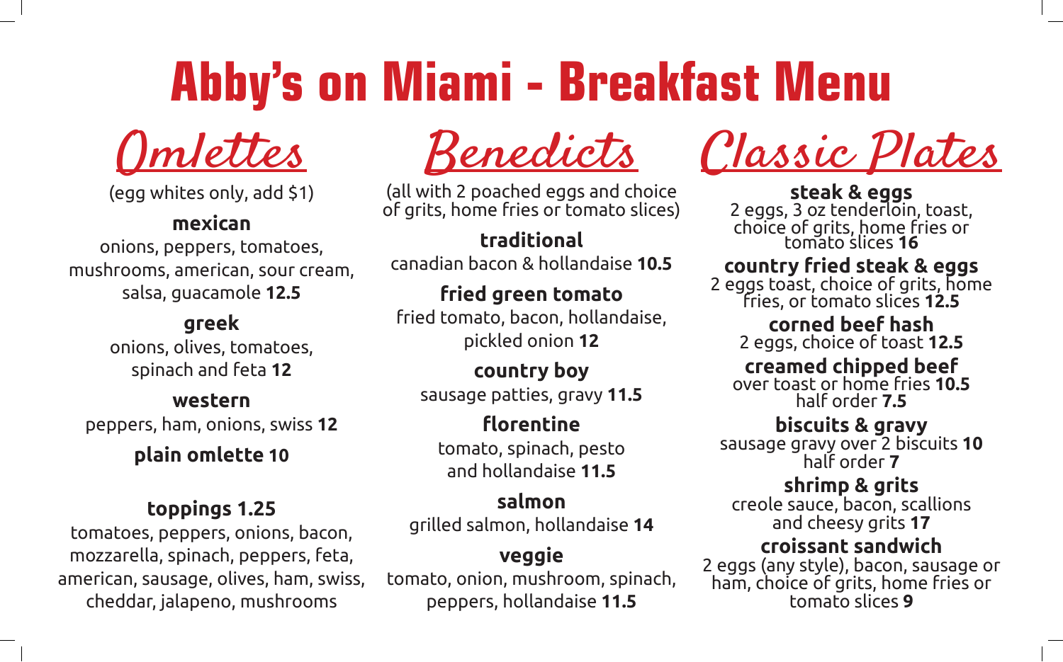# Abby's on Miami - Breakfast Menu

## Omlettes

(egg whites only, add $1)

**mexican**
onions, peppers, tomatoes, mushrooms, american, sour cream, salsa, guacamole **12.5**

**greek**
onions, olives, tomatoes, spinach and feta **12**

**western**
peppers, ham, onions, swiss **12**

**plain omlette 10**

**toppings 1.25**
tomatoes, peppers, onions, bacon, mozzarella, spinach, peppers, feta, american, sausage, olives, ham, swiss, cheddar, jalapeno, mushrooms

## Benedicts

(all with 2 poached eggs and choice of grits, home fries or tomato slices)

**traditional**
canadian bacon & hollandaise **10.5**

**fried green tomato**
fried tomato, bacon, hollandaise, pickled onion **12**

**country boy**
sausage patties, gravy **11.5**

**florentine**
tomato, spinach, pesto and hollandaise **11.5**

**salmon**
grilled salmon, hollandaise **14**

**veggie**
tomato, onion, mushroom, spinach, peppers, hollandaise **11.5**

## Classic Plates

**steak & eggs**
2 eggs, 3 oz tenderloin, toast, choice of grits, home fries or tomato slices **16**

**country fried steak & eggs**
2 eggs toast, choice of grits, home fries, or tomato slices **12.5**

**corned beef hash**
2 eggs, choice of toast **12.5**

**creamed chipped beef**
over toast or home fries **10.5**
half order **7.5**

**biscuits & gravy**
sausage gravy over 2 biscuits **10**
half order **7**

**shrimp & grits**
creole sauce, bacon, scallions and cheesy grits **17**

**croissant sandwich**
2 eggs (any style), bacon, sausage or ham, choice of grits, home fries or tomato slices **9**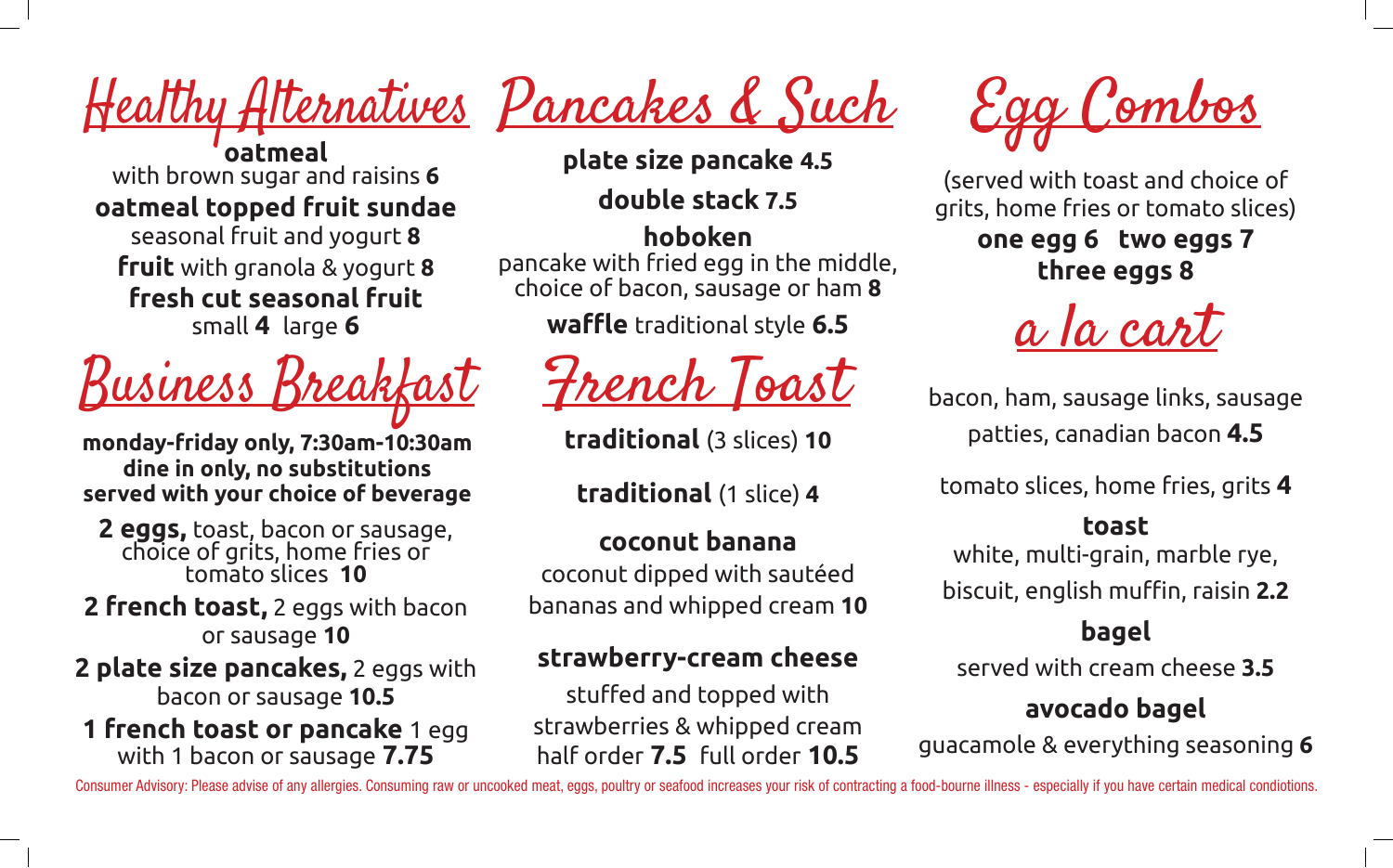## Healthy Alternatives

**oatmeal**
with brown sugar and raisins **6**

**oatmeal topped fruit sundae**
seasonal fruit and yogurt **8**

**fruit** with granola & yogurt **8**

**fresh cut seasonal fruit**
small **4** large **6**

## Business Breakfast

**monday-friday only, 7:30am-10:30am**
**dine in only, no substitutions**
**served with your choice of beverage**

**2 eggs,** toast, bacon or sausage, choice of grits, home fries or tomato slices **10**

**2 french toast,** 2 eggs with bacon or sausage **10**

**2 plate size pancakes,** 2 eggs with bacon or sausage **10.5**

**1 french toast or pancake** 1 egg with 1 bacon or sausage **7.75**

## Pancakes & Such

**plate size pancake 4.5**

**double stack 7.5**

**hoboken**
pancake with fried egg in the middle, choice of bacon, sausage or ham **8**

**waffle** traditional style **6.5**

## French Toast

**traditional** (3 slices) **10**

**traditional** (1 slice) **4**

**coconut banana**
coconut dipped with sautéed bananas and whipped cream **10**

**strawberry-cream cheese**
stuffed and topped with strawberries & whipped cream
half order **7.5** full order **10.5**

## Egg Combos

(served with toast and choice of grits, home fries or tomato slices)

**one egg 6 two eggs 7**
**three eggs 8**

## a la cart

bacon, ham, sausage links, sausage patties, canadian bacon **4.5**

tomato slices, home fries, grits **4**

**toast**
white, multi-grain, marble rye, biscuit, english muffin, raisin **2.2**

**bagel**
served with cream cheese **3.5**

**avocado bagel**
guacamole & everything seasoning **6**

Consumer Advisory: Please advise of any allergies. Consuming raw or uncooked meat, eggs, poultry or seafood increases your risk of contracting a food-bourne illness - especially if you have certain medical condiotions.